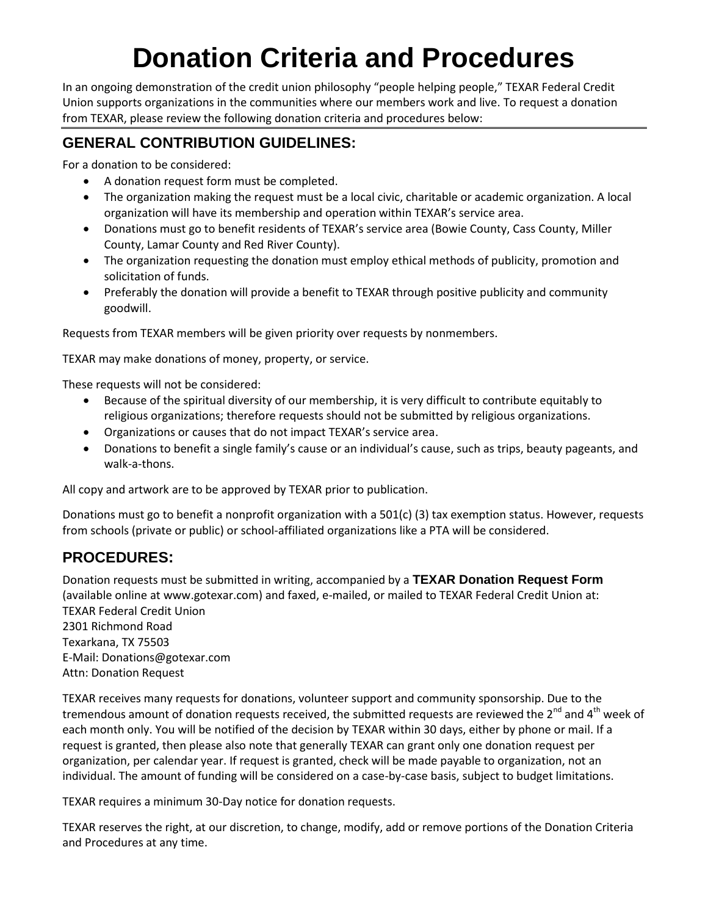# Donation Criteria and Procedures

In an ongoing demonstration of the credit union philosophy "people helping people," TEXAR Federal Credit Union supports organizations in the communities where our members work and live. To request a donation from TEXAR, please review the following donation criteria and procedures below:

## GENERAL CONTRIBUTION GUIDELINES:

For a donation to be considered:

- A donation request form must be completed.
- The organization making the request must be a local civic, charitable or academic organization. A local organization will have its membership and operation within TEXAR's service area.
- Donations must go to benefit residents of TEXAR's service area (Bowie County, Cass County, Miller County, Lamar County and Red River County).
- The organization requesting the donation must employ ethical methods of publicity, promotion and solicitation of funds.
- Preferably the donation will provide a benefit to TEXAR through positive publicity and community goodwill.

Requests from TEXAR members will be given priority over requests by nonmembers.

TEXAR may make donations of money, property, or service.

These requests will not be considered:

- Because of the spiritual diversity of our membership, it is very difficult to contribute equitably to religious organizations; therefore requests should not be submitted by religious organizations.
- Organizations or causes that do not impact TEXAR's service area.
- Donations to benefit a single family's cause or an individual's cause, such as trips, beauty pageants, and walk-a-thons.

All copy and artwork are to be approved by TEXAR prior to publication.

Donations must go to benefit a nonprofit organization with a 501(c) (3) tax exemption status. However, requests from schools (private or public) or school-affiliated organizations like a PTA will be considered.

## PROCEDURES:

Donation requests must be submitted in writing, accompanied by a **TEXAR Donation Request Form** (available online at www.gotexar.com) and faxed, e-mailed, or mailed to TEXAR Federal Credit Union at:
TEXAR Federal Credit Union
2301 Richmond Road
Texarkana, TX 75503
E-Mail: Donations@gotexar.com
Attn: Donation Request

TEXAR receives many requests for donations, volunteer support and community sponsorship. Due to the tremendous amount of donation requests received, the submitted requests are reviewed the 2nd and 4th week of each month only. You will be notified of the decision by TEXAR within 30 days, either by phone or mail. If a request is granted, then please also note that generally TEXAR can grant only one donation request per organization, per calendar year. If request is granted, check will be made payable to organization, not an individual. The amount of funding will be considered on a case-by-case basis, subject to budget limitations.

TEXAR requires a minimum 30-Day notice for donation requests.

TEXAR reserves the right, at our discretion, to change, modify, add or remove portions of the Donation Criteria and Procedures at any time.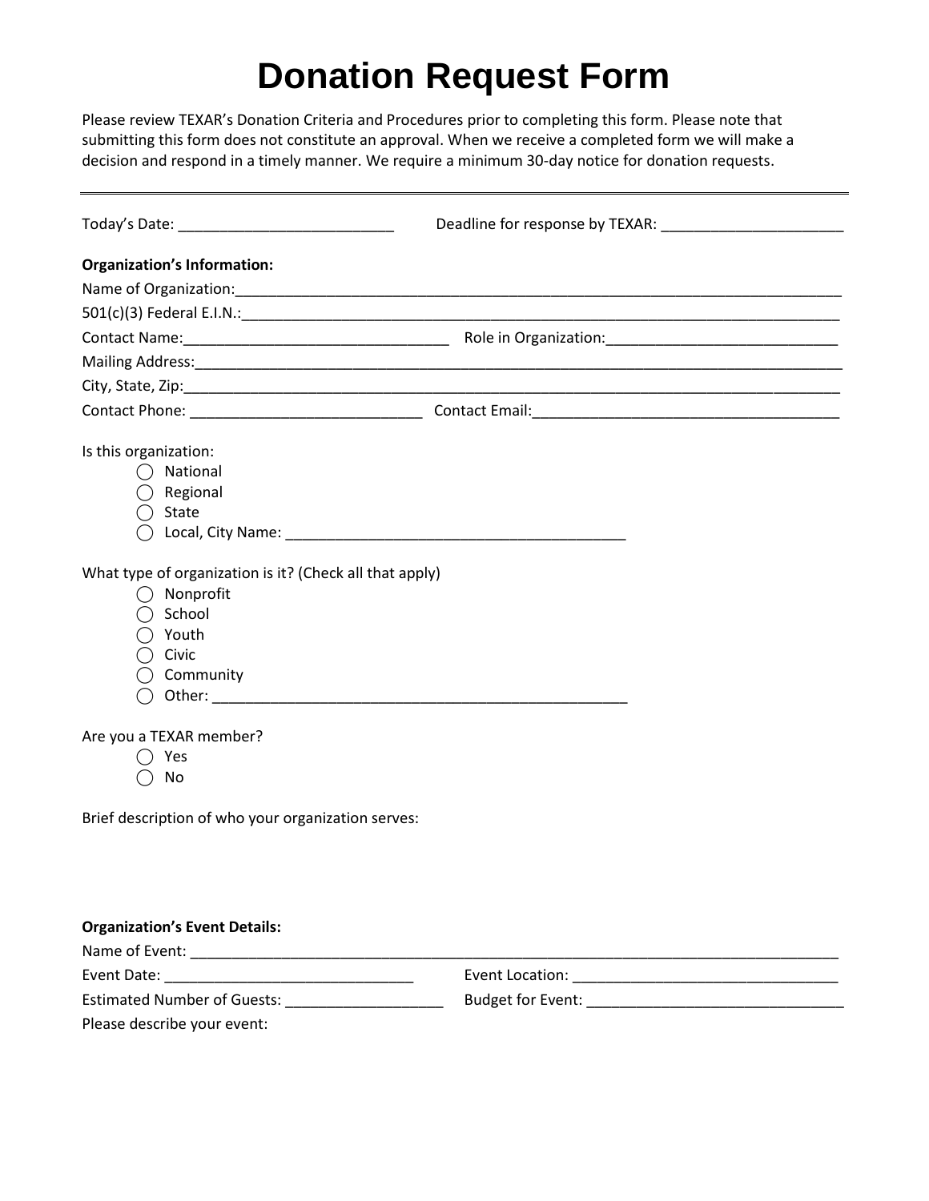# Donation Request Form

Please review TEXAR's Donation Criteria and Procedures prior to completing this form. Please note that submitting this form does not constitute an approval. When we receive a completed form we will make a decision and respond in a timely manner. We require a minimum 30-day notice for donation requests.

---

Today's Date: ___________________________ Deadline for response by TEXAR: ______________________

**Organization's Information:**

Name of Organization:_______________________________________________________________________________

501(c)(3) Federal E.I.N.:____________________________________________________________________________

Contact Name:________________________________ Role in Organization:____________________________

Mailing Address:____________________________________________________________________________________

City, State, Zip:___________________________________________________________________________________

Contact Phone: _____________________________ Contact Email:______________________________________

Is this organization:

- ◯ National
- ◯ Regional
- ◯ State
- ◯ Local, City Name: ___________________________________________

What type of organization is it? (Check all that apply)

- ◯ Nonprofit
- ◯ School
- ◯ Youth
- ◯ Civic
- ◯ Community
- ◯ Other: ____________________________________________________

Are you a TEXAR member?

- ◯ Yes
- ◯ No

Brief description of who your organization serves:

**Organization's Event Details:**

Name of Event: _____________________________________________________________________________________

Event Date: ______________________________ Event Location: _________________________________

Estimated Number of Guests: ___________________ Budget for Event: _______________________________

Please describe your event: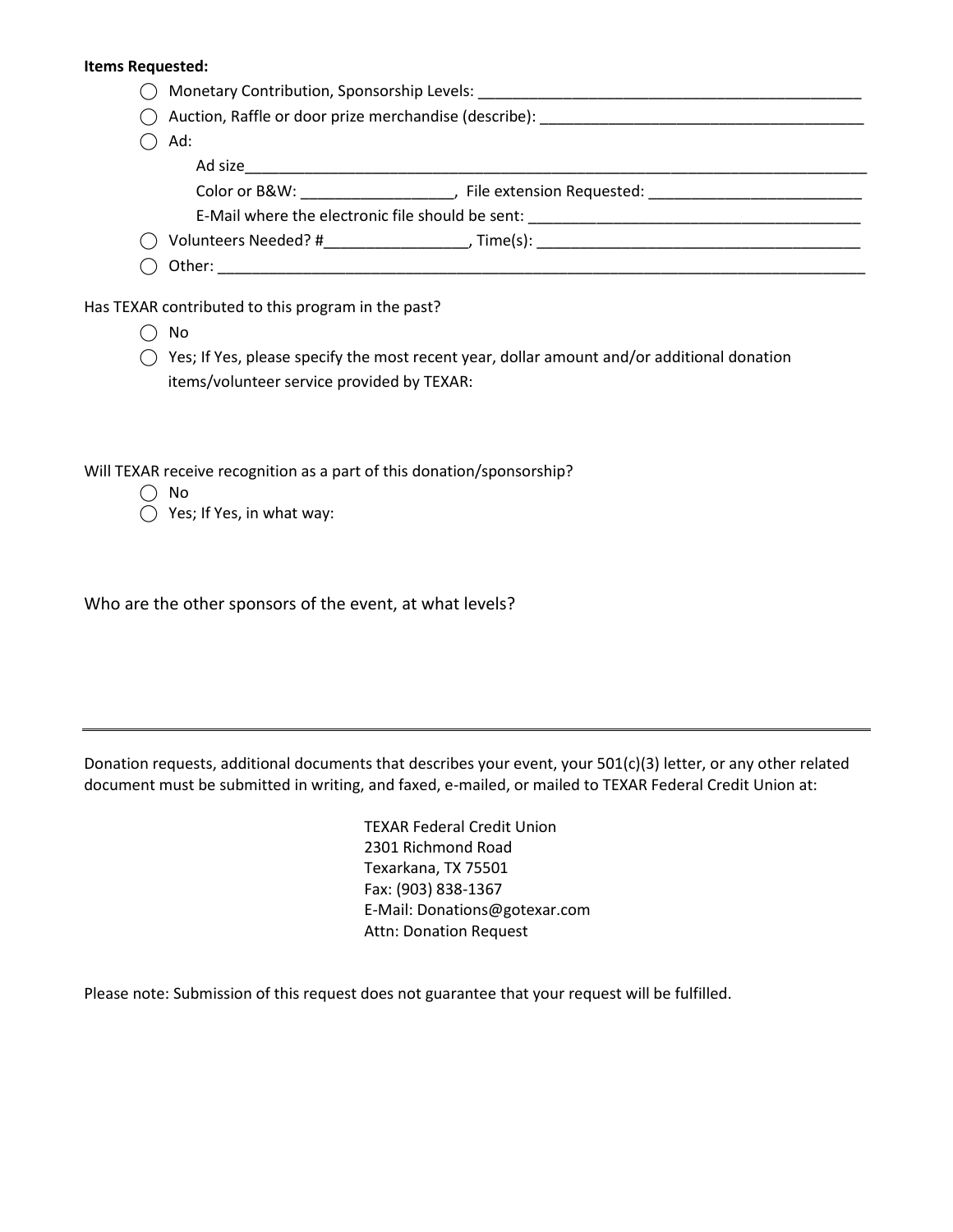**Items Requested:**

- ◯ Monetary Contribution, Sponsorship Levels: _______________________________________________
- ◯ Auction, Raffle or door prize merchandise (describe): ________________________________________
- ◯ Ad:
  - Ad size_______________________________________________________________________________
  - Color or B&W: __________________, File extension Requested: _________________________
  - E-Mail where the electronic file should be sent: __________________________________________
- ◯ Volunteers Needed? #________________, Time(s): _______________________________________
- ◯ Other: _________________________________________________________________________________

Has TEXAR contributed to this program in the past?

- ◯ No
- ◯ Yes; If Yes, please specify the most recent year, dollar amount and/or additional donation items/volunteer service provided by TEXAR:

Will TEXAR receive recognition as a part of this donation/sponsorship?

- ◯ No
- ◯ Yes; If Yes, in what way:

Who are the other sponsors of the event, at what levels?

---

Donation requests, additional documents that describes your event, your 501(c)(3) letter, or any other related document must be submitted in writing, and faxed, e-mailed, or mailed to TEXAR Federal Credit Union at:

TEXAR Federal Credit Union
2301 Richmond Road
Texarkana, TX 75501
Fax: (903) 838-1367
E-Mail: Donations@gotexar.com
Attn: Donation Request

Please note: Submission of this request does not guarantee that your request will be fulfilled.